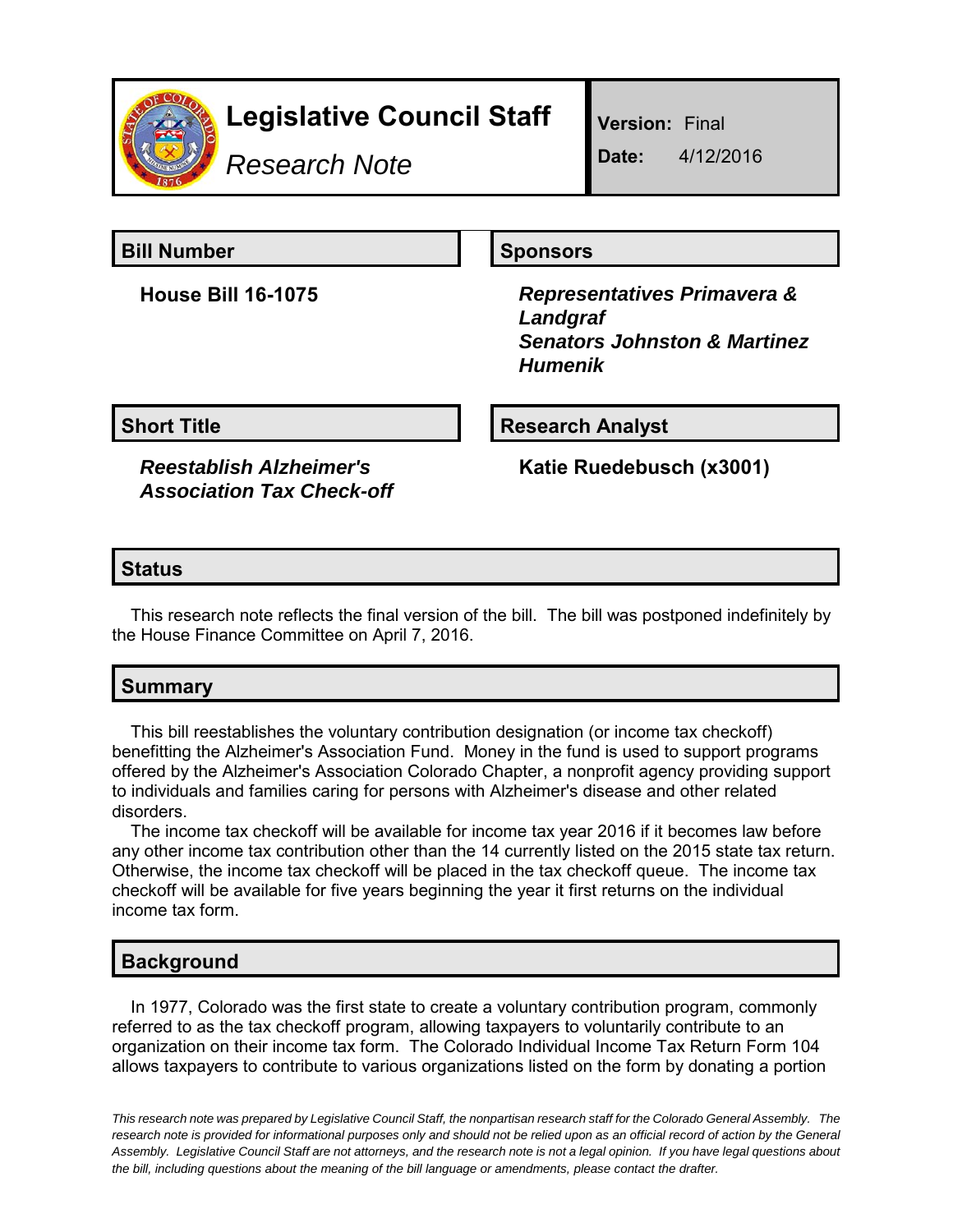# Legislative Council Staff

*Research Note*

**Version:** Final

**Date:** 4/12/2016

## Bill Number

**House Bill 16-1075**

## Sponsors

***Representatives Primavera & Landgraf***
***Senators Johnston & Martinez Humenik***

## Short Title

***Reestablish Alzheimer's Association Tax Check-off***

## Research Analyst

**Katie Ruedebusch (x3001)**

## Status

This research note reflects the final version of the bill. The bill was postponed indefinitely by the House Finance Committee on April 7, 2016.

## Summary

This bill reestablishes the voluntary contribution designation (or income tax checkoff) benefitting the Alzheimer's Association Fund. Money in the fund is used to support programs offered by the Alzheimer's Association Colorado Chapter, a nonprofit agency providing support to individuals and families caring for persons with Alzheimer's disease and other related disorders.

The income tax checkoff will be available for income tax year 2016 if it becomes law before any other income tax contribution other than the 14 currently listed on the 2015 state tax return. Otherwise, the income tax checkoff will be placed in the tax checkoff queue. The income tax checkoff will be available for five years beginning the year it first returns on the individual income tax form.

## Background

In 1977, Colorado was the first state to create a voluntary contribution program, commonly referred to as the tax checkoff program, allowing taxpayers to voluntarily contribute to an organization on their income tax form. The Colorado Individual Income Tax Return Form 104 allows taxpayers to contribute to various organizations listed on the form by donating a portion

*This research note was prepared by Legislative Council Staff, the nonpartisan research staff for the Colorado General Assembly. The research note is provided for informational purposes only and should not be relied upon as an official record of action by the General Assembly. Legislative Council Staff are not attorneys, and the research note is not a legal opinion. If you have legal questions about the bill, including questions about the meaning of the bill language or amendments, please contact the drafter.*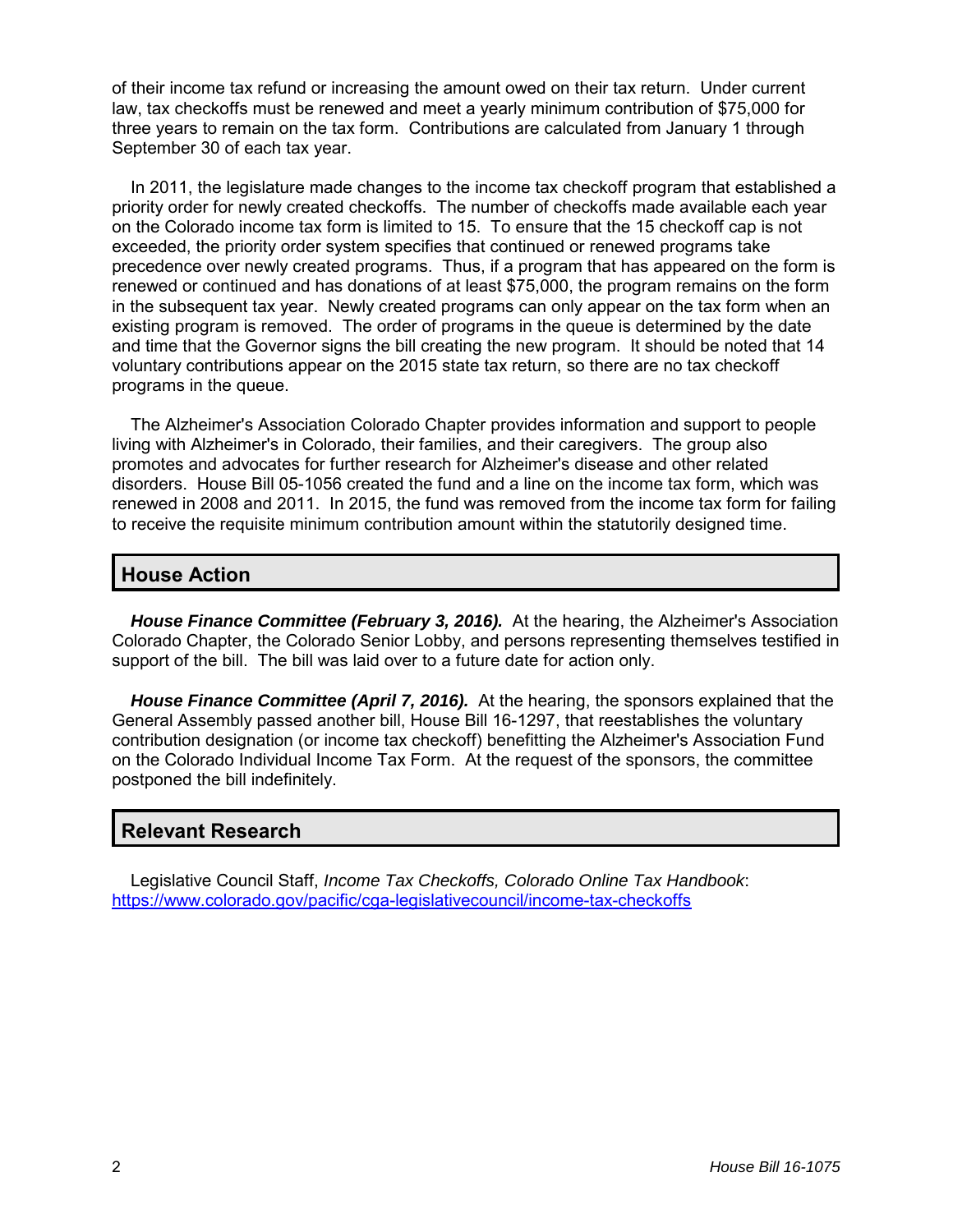of their income tax refund or increasing the amount owed on their tax return. Under current law, tax checkoffs must be renewed and meet a yearly minimum contribution of $75,000 for three years to remain on the tax form. Contributions are calculated from January 1 through September 30 of each tax year.

In 2011, the legislature made changes to the income tax checkoff program that established a priority order for newly created checkoffs. The number of checkoffs made available each year on the Colorado income tax form is limited to 15. To ensure that the 15 checkoff cap is not exceeded, the priority order system specifies that continued or renewed programs take precedence over newly created programs. Thus, if a program that has appeared on the form is renewed or continued and has donations of at least $75,000, the program remains on the form in the subsequent tax year. Newly created programs can only appear on the tax form when an existing program is removed. The order of programs in the queue is determined by the date and time that the Governor signs the bill creating the new program. It should be noted that 14 voluntary contributions appear on the 2015 state tax return, so there are no tax checkoff programs in the queue.

The Alzheimer's Association Colorado Chapter provides information and support to people living with Alzheimer's in Colorado, their families, and their caregivers. The group also promotes and advocates for further research for Alzheimer's disease and other related disorders. House Bill 05-1056 created the fund and a line on the income tax form, which was renewed in 2008 and 2011. In 2015, the fund was removed from the income tax form for failing to receive the requisite minimum contribution amount within the statutorily designed time.

## House Action

***House Finance Committee (February 3, 2016).*** At the hearing, the Alzheimer's Association Colorado Chapter, the Colorado Senior Lobby, and persons representing themselves testified in support of the bill. The bill was laid over to a future date for action only.

***House Finance Committee (April 7, 2016).*** At the hearing, the sponsors explained that the General Assembly passed another bill, House Bill 16-1297, that reestablishes the voluntary contribution designation (or income tax checkoff) benefitting the Alzheimer's Association Fund on the Colorado Individual Income Tax Form. At the request of the sponsors, the committee postponed the bill indefinitely.

## Relevant Research

Legislative Council Staff, *Income Tax Checkoffs, Colorado Online Tax Handbook*: https://www.colorado.gov/pacific/cga-legislativecouncil/income-tax-checkoffs